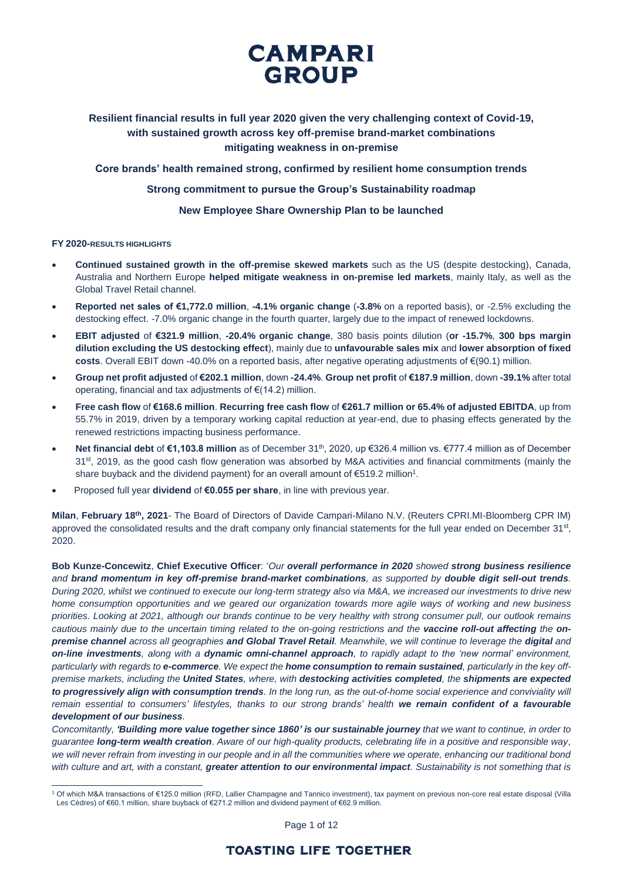# CAMPARI GROUP

**Resilient financial results in full year 2020 given the very challenging context of Covid-19, with sustained growth across key off-premise brand-market combinations mitigating weakness in on-premise**

**Core brands' health remained strong, confirmed by resilient home consumption trends**

**Strong commitment to pursue the Group's Sustainability roadmap**

**New Employee Share Ownership Plan to be launched**

**FY 2020-RESULTS HIGHLIGHTS**

- **Continued sustained growth in the off-premise skewed markets** such as the US (despite destocking), Canada, Australia and Northern Europe **helped mitigate weakness in on-premise led markets**, mainly Italy, as well as the Global Travel Retail channel.
- **Reported net sales of €1,772.0 million**, **-4.1% organic change** (**-3.8%** on a reported basis), or -2.5% excluding the destocking effect. -7.0% organic change in the fourth quarter, largely due to the impact of renewed lockdowns.
- **EBIT adjusted** of **€321.9 million**, **-20.4% organic change**, 380 basis points dilution (**or -15.7%**, **300 bps margin dilution excluding the US destocking effect**), mainly due to **unfavourable sales mix** and **lower absorption of fixed costs**. Overall EBIT down -40.0% on a reported basis, after negative operating adjustments of €(90.1) million.
- **Group net profit adjusted** of **€202.1 million**, down **-24.4%**. **Group net profit** of **€187.9 million**, down **-39.1%** after total operating, financial and tax adjustments of €(14.2) million.
- **Free cash flow** of **€168.6 million**. **Recurring free cash flow** of **€261.7 million or 65.4% of adjusted EBITDA**, up from 55.7% in 2019, driven by a temporary working capital reduction at year-end, due to phasing effects generated by the renewed restrictions impacting business performance.
- **Net financial debt** of **€1,103.8 million** as of December 31st, 2020, up €326.4 million vs. €777.4 million as of December 31st, 2019, as the good cash flow generation was absorbed by M&A activities and financial commitments (mainly the share buyback and the dividend payment) for an overall amount of €519.2 million[1].
- Proposed full year **dividend** of **€0.055 per share**, in line with previous year.

**Milan**, **February 18th, 2021**- The Board of Directors of Davide Campari-Milano N.V. (Reuters CPRI.MI-Bloomberg CPR IM) approved the consolidated results and the draft company only financial statements for the full year ended on December 31st, 2020.

**Bob Kunze-Concewitz**, **Chief Executive Officer**: '*Our **overall performance in 2020** showed **strong business resilience** and **brand momentum in key off-premise brand-market combinations**, as supported by **double digit sell-out trends**. During 2020, whilst we continued to execute our long-term strategy also via M&A, we increased our investments to drive new home consumption opportunities and we geared our organization towards more agile ways of working and new business priorities. Looking at 2021, although our brands continue to be very healthy with strong consumer pull, our outlook remains cautious mainly due to the uncertain timing related to the on-going restrictions and the **vaccine roll-out affecting** the **on-premise channel** across all geographies **and Global Travel Retail**. Meanwhile, we will continue to leverage the **digital** and **on-line investments**, along with a **dynamic omni-channel approach**, to rapidly adapt to the 'new normal' environment, particularly with regards to **e-commerce**. We expect the **home consumption to remain sustained**, particularly in the key off-premise markets, including the **United States**, where, with **destocking activities completed**, the **shipments are expected to progressively align with consumption trends**. In the long run, as the out-of-home social experience and conviviality will remain essential to consumers' lifestyles, thanks to our strong brands' health **we remain confident of a favourable development of our business**.*

*Concomitantly, **'Building more value together since 1860' is our sustainable journey** that we want to continue, in order to guarantee **long-term wealth creation**. Aware of our high-quality products, celebrating life in a positive and responsible way, we will never refrain from investing in our people and in all the communities where we operate, enhancing our traditional bond with culture and art, with a constant, **greater attention to our environmental impact**. Sustainability is not something that is*

[1] Of which M&A transactions of €125.0 million (RFD, Lallier Champagne and Tannico investment), tax payment on previous non-core real estate disposal (Villa Les Cèdres) of €60.1 million, share buyback of €271.2 million and dividend payment of €62.9 million.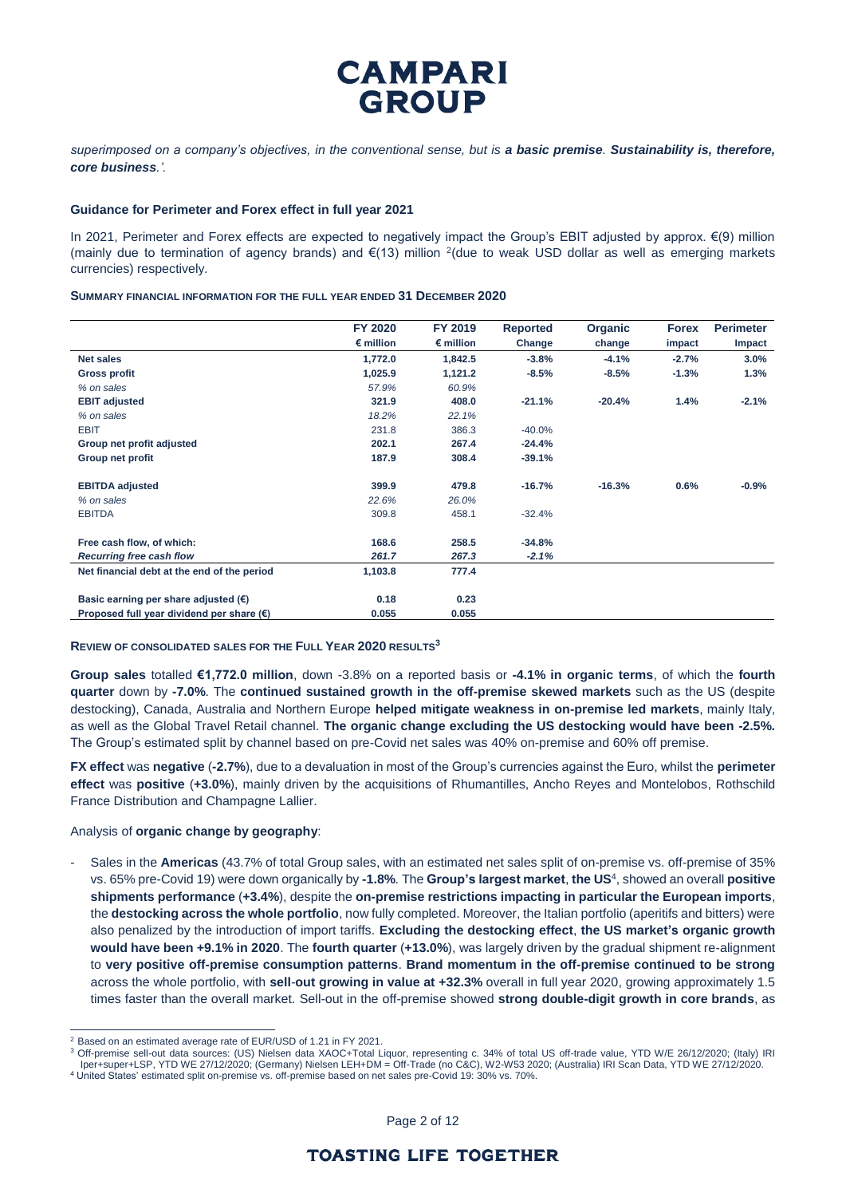*superimposed on a company's objectives, in the conventional sense, but is **a basic premise**. **Sustainability is, therefore, core business**.'.*

### Guidance for Perimeter and Forex effect in full year 2021

In 2021, Perimeter and Forex effects are expected to negatively impact the Group's EBIT adjusted by approx. €(9) million (mainly due to termination of agency brands) and €(13) million [2](due to weak USD dollar as well as emerging markets currencies) respectively.

**SUMMARY FINANCIAL INFORMATION FOR THE FULL YEAR ENDED 31 DECEMBER 2020**

| | FY 2020 | FY 2019 | Reported | Organic | Forex | Perimeter |
|---|---|---|---|---|---|---|
| | € million | € million | Change | change | impact | Impact |
| **Net sales** | **1,772.0** | **1,842.5** | **-3.8%** | **-4.1%** | **-2.7%** | **3.0%** |
| **Gross profit** | **1,025.9** | **1,121.2** | **-8.5%** | **-8.5%** | **-1.3%** | **1.3%** |
| *% on sales* | *57.9%* | *60.9%* | | | | |
| **EBIT adjusted** | **321.9** | **408.0** | **-21.1%** | **-20.4%** | **1.4%** | **-2.1%** |
| *% on sales* | *18.2%* | *22.1%* | | | | |
| EBIT | 231.8 | 386.3 | -40.0% | | | |
| **Group net profit adjusted** | **202.1** | **267.4** | **-24.4%** | | | |
| **Group net profit** | **187.9** | **308.4** | **-39.1%** | | | |
| | | | | | | |
| **EBITDA adjusted** | **399.9** | **479.8** | **-16.7%** | **-16.3%** | **0.6%** | **-0.9%** |
| *% on sales* | *22.6%* | *26.0%* | | | | |
| EBITDA | 309.8 | 458.1 | -32.4% | | | |
| | | | | | | |
| **Free cash flow, of which:** | **168.6** | **258.5** | **-34.8%** | | | |
| ***Recurring free cash flow*** | ***261.7*** | ***267.3*** | ***-2.1%*** | | | |
| **Net financial debt at the end of the period** | **1,103.8** | **777.4** | | | | |
| | | | | | | |
| **Basic earning per share adjusted (€)** | **0.18** | **0.23** | | | | |
| **Proposed full year dividend per share (€)** | **0.055** | **0.055** | | | | |

**REVIEW OF CONSOLIDATED SALES FOR THE FULL YEAR 2020 RESULTS[3]**

**Group sales** totalled **€1,772.0 million**, down -3.8% on a reported basis or **-4.1% in organic terms**, of which the **fourth quarter** down by **-7.0%**. The **continued sustained growth in the off-premise skewed markets** such as the US (despite destocking), Canada, Australia and Northern Europe **helped mitigate weakness in on-premise led markets**, mainly Italy, as well as the Global Travel Retail channel. **The organic change excluding the US destocking would have been -2.5%.** The Group's estimated split by channel based on pre-Covid net sales was 40% on-premise and 60% off premise.

**FX effect** was **negative** (**-2.7%**), due to a devaluation in most of the Group's currencies against the Euro, whilst the **perimeter effect** was **positive** (**+3.0%**), mainly driven by the acquisitions of Rhumantilles, Ancho Reyes and Montelobos, Rothschild France Distribution and Champagne Lallier.

Analysis of **organic change by geography**:

- Sales in the **Americas** (43.7% of total Group sales, with an estimated net sales split of on-premise vs. off-premise of 35% vs. 65% pre-Covid 19) were down organically by **-1.8%**. The **Group's largest market**, **the US**[4], showed an overall **positive shipments performance** (**+3.4%**), despite the **on-premise restrictions impacting in particular the European imports**, the **destocking across the whole portfolio**, now fully completed. Moreover, the Italian portfolio (aperitifs and bitters) were also penalized by the introduction of import tariffs. **Excluding the destocking effect**, **the US market's organic growth would have been +9.1% in 2020**. The **fourth quarter** (**+13.0%**), was largely driven by the gradual shipment re-alignment to **very positive off-premise consumption patterns**. **Brand momentum in the off-premise continued to be strong** across the whole portfolio, with **sell-out growing in value at +32.3%** overall in full year 2020, growing approximately 1.5 times faster than the overall market. Sell-out in the off-premise showed **strong double-digit growth in core brands**, as

[2] Based on an estimated average rate of EUR/USD of 1.21 in FY 2021.
[3] Off-premise sell-out data sources: (US) Nielsen data XAOC+Total Liquor, representing c. 34% of total US off-trade value, YTD W/E 26/12/2020; (Italy) IRI Iper+super+LSP, YTD WE 27/12/2020; (Germany) Nielsen LEH+DM = Off-Trade (no C&C), W2-W53 2020; (Australia) IRI Scan Data, YTD WE 27/12/2020.
[4] United States' estimated split on-premise vs. off-premise based on net sales pre-Covid 19: 30% vs. 70%.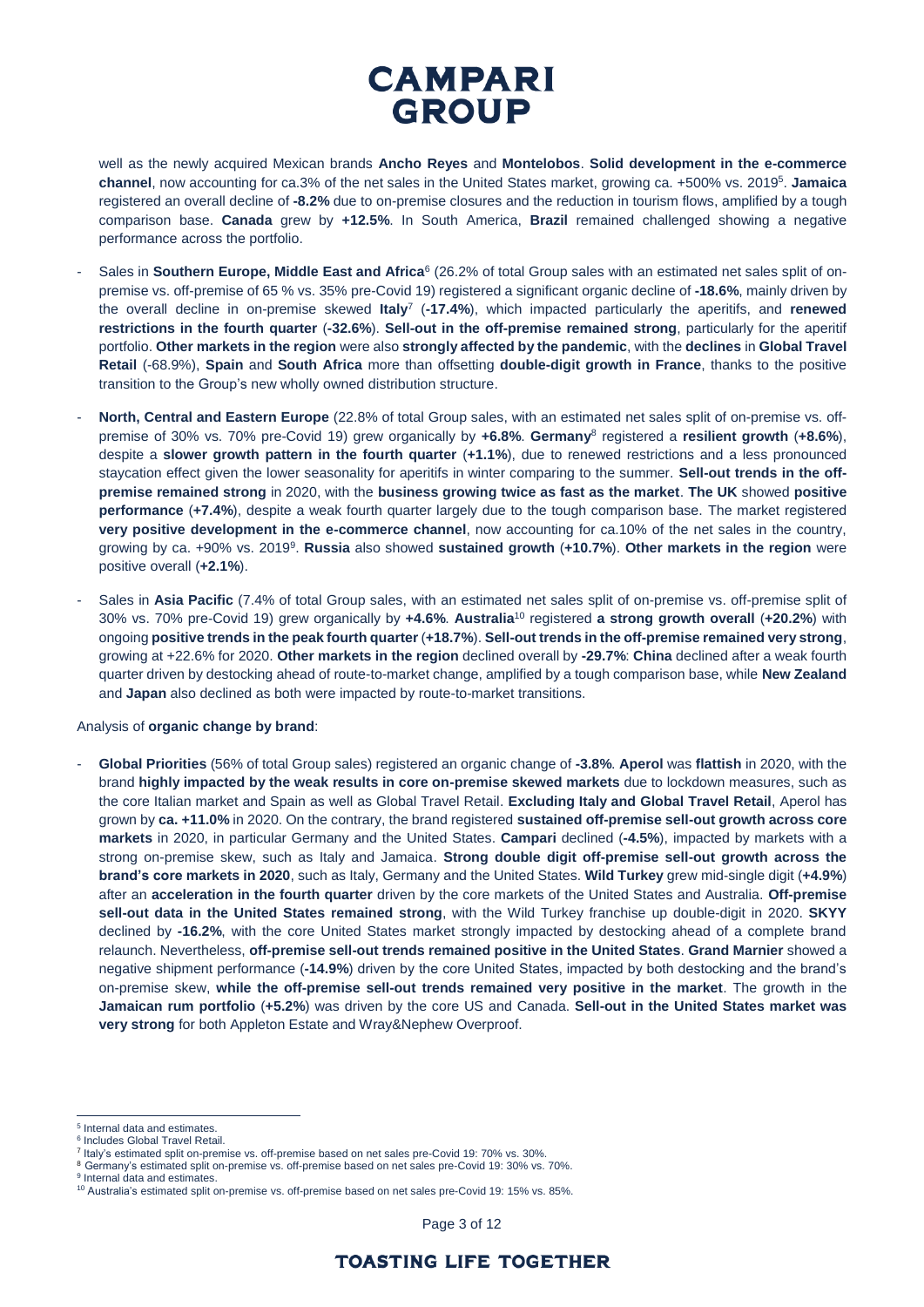well as the newly acquired Mexican brands **Ancho Reyes** and **Montelobos**. **Solid development in the e-commerce channel**, now accounting for ca.3% of the net sales in the United States market, growing ca. +500% vs. 2019[5]. **Jamaica** registered an overall decline of **-8.2%** due to on-premise closures and the reduction in tourism flows, amplified by a tough comparison base. **Canada** grew by **+12.5%**. In South America, **Brazil** remained challenged showing a negative performance across the portfolio.

- Sales in **Southern Europe, Middle East and Africa**[6] (26.2% of total Group sales with an estimated net sales split of on-premise vs. off-premise of 65 % vs. 35% pre-Covid 19) registered a significant organic decline of **-18.6%**, mainly driven by the overall decline in on-premise skewed **Italy**[7] (**-17.4%**), which impacted particularly the aperitifs, and **renewed restrictions in the fourth quarter** (**-32.6%**). **Sell-out in the off-premise remained strong**, particularly for the aperitif portfolio. **Other markets in the region** were also **strongly affected by the pandemic**, with the **declines** in **Global Travel Retail** (-68.9%), **Spain** and **South Africa** more than offsetting **double-digit growth in France**, thanks to the positive transition to the Group's new wholly owned distribution structure.
- **North, Central and Eastern Europe** (22.8% of total Group sales, with an estimated net sales split of on-premise vs. off-premise of 30% vs. 70% pre-Covid 19) grew organically by **+6.8%**. **Germany**[8] registered a **resilient growth** (**+8.6%**), despite a **slower growth pattern in the fourth quarter** (**+1.1%**), due to renewed restrictions and a less pronounced staycation effect given the lower seasonality for aperitifs in winter comparing to the summer. **Sell-out trends in the off-premise remained strong** in 2020, with the **business growing twice as fast as the market**. **The UK** showed **positive performance** (**+7.4%**), despite a weak fourth quarter largely due to the tough comparison base. The market registered **very positive development in the e-commerce channel**, now accounting for ca.10% of the net sales in the country, growing by ca. +90% vs. 2019[9]. **Russia** also showed **sustained growth** (**+10.7%**). **Other markets in the region** were positive overall (**+2.1%**).
- Sales in **Asia Pacific** (7.4% of total Group sales, with an estimated net sales split of on-premise vs. off-premise split of 30% vs. 70% pre-Covid 19) grew organically by **+4.6%**. **Australia**[10] registered **a strong growth overall** (**+20.2%**) with ongoing **positive trends in the peak fourth quarter** (**+18.7%**). **Sell-out trends in the off-premise remained very strong**, growing at +22.6% for 2020. **Other markets in the region** declined overall by **-29.7%**: **China** declined after a weak fourth quarter driven by destocking ahead of route-to-market change, amplified by a tough comparison base, while **New Zealand** and **Japan** also declined as both were impacted by route-to-market transitions.

Analysis of **organic change by brand**:

- **Global Priorities** (56% of total Group sales) registered an organic change of **-3.8%**. **Aperol** was **flattish** in 2020, with the brand **highly impacted by the weak results in core on-premise skewed markets** due to lockdown measures, such as the core Italian market and Spain as well as Global Travel Retail. **Excluding Italy and Global Travel Retail**, Aperol has grown by **ca. +11.0%** in 2020. On the contrary, the brand registered **sustained off-premise sell-out growth across core markets** in 2020, in particular Germany and the United States. **Campari** declined (**-4.5%**), impacted by markets with a strong on-premise skew, such as Italy and Jamaica. **Strong double digit off-premise sell-out growth across the brand's core markets in 2020**, such as Italy, Germany and the United States. **Wild Turkey** grew mid-single digit (**+4.9%**) after an **acceleration in the fourth quarter** driven by the core markets of the United States and Australia. **Off-premise sell-out data in the United States remained strong**, with the Wild Turkey franchise up double-digit in 2020. **SKYY** declined by **-16.2%**, with the core United States market strongly impacted by destocking ahead of a complete brand relaunch. Nevertheless, **off-premise sell-out trends remained positive in the United States**. **Grand Marnier** showed a negative shipment performance (**-14.9%**) driven by the core United States, impacted by both destocking and the brand's on-premise skew, **while the off-premise sell-out trends remained very positive in the market**. The growth in the **Jamaican rum portfolio** (**+5.2%**) was driven by the core US and Canada. **Sell-out in the United States market was very strong** for both Appleton Estate and Wray&Nephew Overproof.

---

[5] Internal data and estimates.
[6] Includes Global Travel Retail.
[7] Italy's estimated split on-premise vs. off-premise based on net sales pre-Covid 19: 70% vs. 30%.
[8] Germany's estimated split on-premise vs. off-premise based on net sales pre-Covid 19: 30% vs. 70%.
[9] Internal data and estimates.
[10] Australia's estimated split on-premise vs. off-premise based on net sales pre-Covid 19: 15% vs. 85%.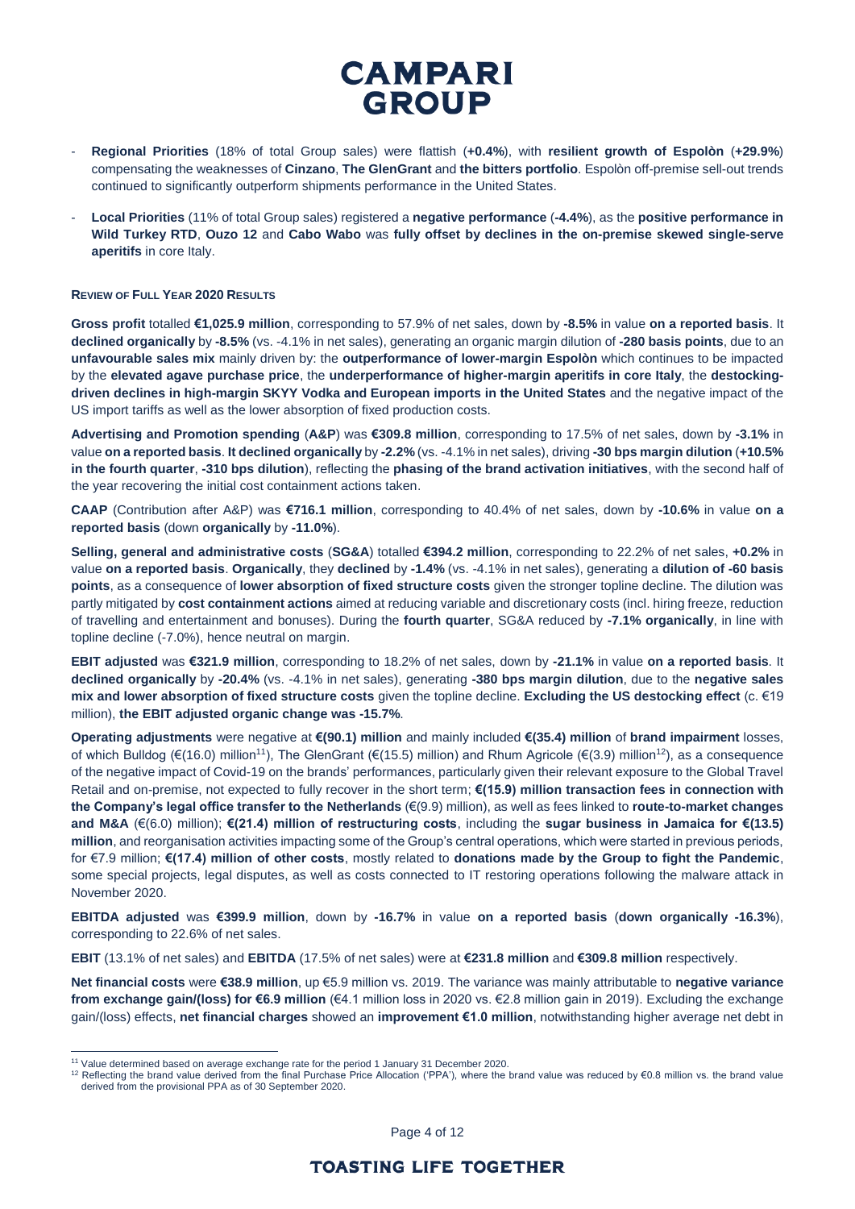- **Regional Priorities** (18% of total Group sales) were flattish (**+0.4%**), with **resilient growth of Espolòn** (**+29.9%**) compensating the weaknesses of **Cinzano**, **The GlenGrant** and **the bitters portfolio**. Espolòn off-premise sell-out trends continued to significantly outperform shipments performance in the United States.
- **Local Priorities** (11% of total Group sales) registered a **negative performance** (**-4.4%**), as the **positive performance in Wild Turkey RTD**, **Ouzo 12** and **Cabo Wabo** was **fully offset by declines in the on-premise skewed single-serve aperitifs** in core Italy.

**REVIEW OF FULL YEAR 2020 RESULTS**

**Gross profit** totalled **€1,025.9 million**, corresponding to 57.9% of net sales, down by **-8.5%** in value **on a reported basis**. It **declined organically** by **-8.5%** (vs. -4.1% in net sales), generating an organic margin dilution of **-280 basis points**, due to an **unfavourable sales mix** mainly driven by: the **outperformance of lower-margin Espolòn** which continues to be impacted by the **elevated agave purchase price**, the **underperformance of higher-margin aperitifs in core Italy**, the **destocking-driven declines in high-margin SKYY Vodka and European imports in the United States** and the negative impact of the US import tariffs as well as the lower absorption of fixed production costs.

**Advertising and Promotion spending** (**A&P**) was **€309.8 million**, corresponding to 17.5% of net sales, down by **-3.1%** in value **on a reported basis**. **It declined organically** by **-2.2%** (vs. -4.1% in net sales), driving **-30 bps margin dilution** (**+10.5% in the fourth quarter**, **-310 bps dilution**), reflecting the **phasing of the brand activation initiatives**, with the second half of the year recovering the initial cost containment actions taken.

**CAAP** (Contribution after A&P) was **€716.1 million**, corresponding to 40.4% of net sales, down by **-10.6%** in value **on a reported basis** (down **organically** by **-11.0%**).

**Selling, general and administrative costs** (**SG&A**) totalled **€394.2 million**, corresponding to 22.2% of net sales, **+0.2%** in value **on a reported basis**. **Organically**, they **declined** by **-1.4%** (vs. -4.1% in net sales), generating a **dilution of -60 basis points**, as a consequence of **lower absorption of fixed structure costs** given the stronger topline decline. The dilution was partly mitigated by **cost containment actions** aimed at reducing variable and discretionary costs (incl. hiring freeze, reduction of travelling and entertainment and bonuses). During the **fourth quarter**, SG&A reduced by **-7.1% organically**, in line with topline decline (-7.0%), hence neutral on margin.

**EBIT adjusted** was **€321.9 million**, corresponding to 18.2% of net sales, down by **-21.1%** in value **on a reported basis**. It **declined organically** by **-20.4%** (vs. -4.1% in net sales), generating **-380 bps margin dilution**, due to the **negative sales mix and lower absorption of fixed structure costs** given the topline decline. **Excluding the US destocking effect** (c. €19 million), **the EBIT adjusted organic change was -15.7%**.

**Operating adjustments** were negative at **€(90.1) million** and mainly included **€(35.4) million** of **brand impairment** losses, of which Bulldog (€(16.0) million[11]), The GlenGrant (€(15.5) million) and Rhum Agricole (€(3.9) million[12]), as a consequence of the negative impact of Covid-19 on the brands' performances, particularly given their relevant exposure to the Global Travel Retail and on-premise, not expected to fully recover in the short term; **€(15.9) million transaction fees in connection with the Company's legal office transfer to the Netherlands** (€(9.9) million), as well as fees linked to **route-to-market changes and M&A** (€(6.0) million); **€(21.4) million of restructuring costs**, including the **sugar business in Jamaica for €(13.5) million**, and reorganisation activities impacting some of the Group's central operations, which were started in previous periods, for €7.9 million; **€(17.4) million of other costs**, mostly related to **donations made by the Group to fight the Pandemic**, some special projects, legal disputes, as well as costs connected to IT restoring operations following the malware attack in November 2020.

**EBITDA adjusted** was **€399.9 million**, down by **-16.7%** in value **on a reported basis** (**down organically -16.3%**), corresponding to 22.6% of net sales.

**EBIT** (13.1% of net sales) and **EBITDA** (17.5% of net sales) were at **€231.8 million** and **€309.8 million** respectively.

**Net financial costs** were **€38.9 million**, up €5.9 million vs. 2019. The variance was mainly attributable to **negative variance from exchange gain/(loss) for €6.9 million** (€4.1 million loss in 2020 vs. €2.8 million gain in 2019). Excluding the exchange gain/(loss) effects, **net financial charges** showed an **improvement €1.0 million**, notwithstanding higher average net debt in

---

[11] Value determined based on average exchange rate for the period 1 January 31 December 2020.

[12] Reflecting the brand value derived from the final Purchase Price Allocation ('PPA'), where the brand value was reduced by €0.8 million vs. the brand value derived from the provisional PPA as of 30 September 2020.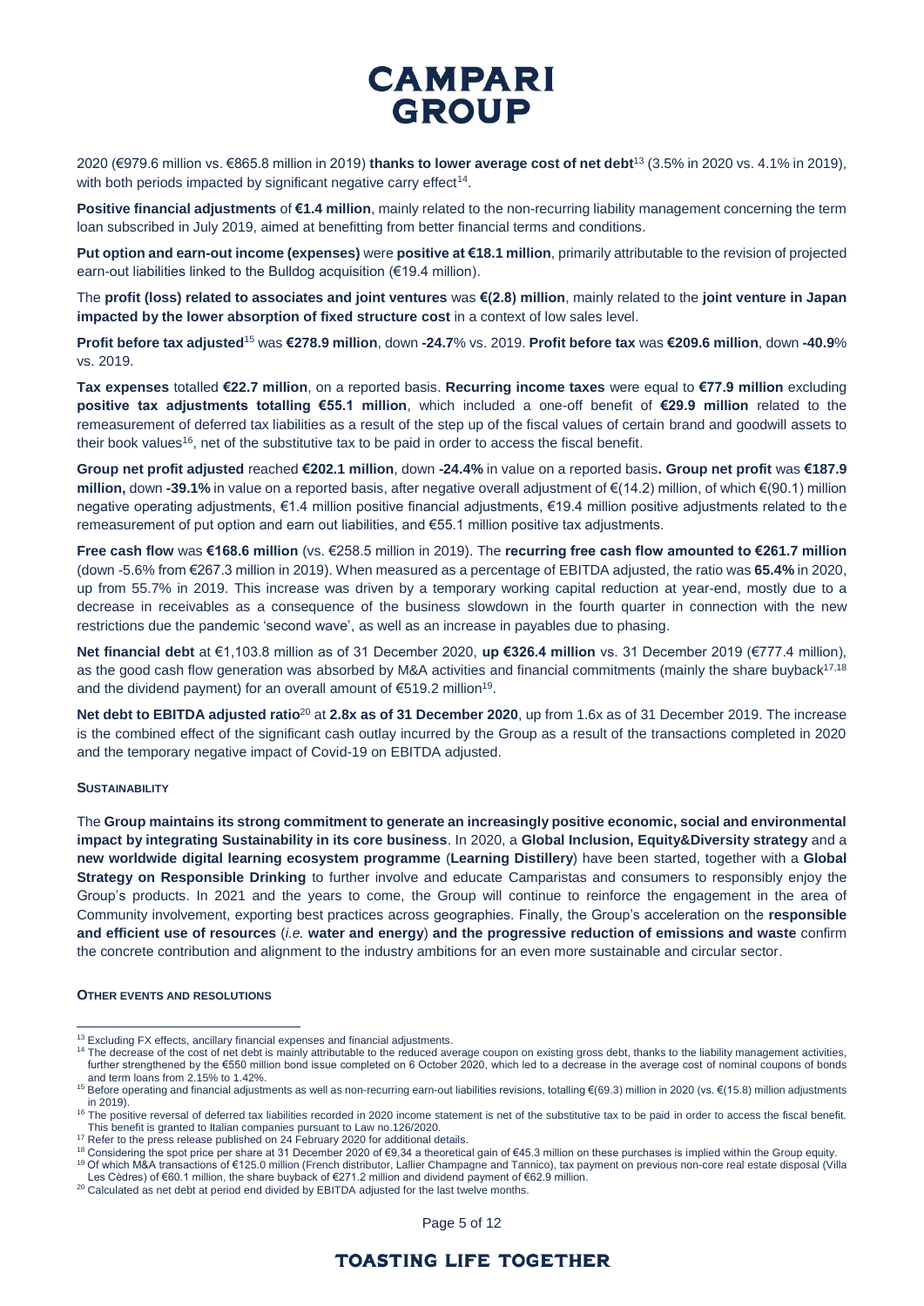2020 (€979.6 million vs. €865.8 million in 2019) **thanks to lower average cost of net debt**[13] (3.5% in 2020 vs. 4.1% in 2019), with both periods impacted by significant negative carry effect[14].

**Positive financial adjustments** of **€1.4 million**, mainly related to the non-recurring liability management concerning the term loan subscribed in July 2019, aimed at benefitting from better financial terms and conditions.

**Put option and earn-out income (expenses)** were **positive at €18.1 million**, primarily attributable to the revision of projected earn-out liabilities linked to the Bulldog acquisition (€19.4 million).

The **profit (loss) related to associates and joint ventures** was **€(2.8) million**, mainly related to the **joint venture in Japan impacted by the lower absorption of fixed structure cost** in a context of low sales level.

**Profit before tax adjusted**[15] was **€278.9 million**, down **-24.7**% vs. 2019. **Profit before tax** was **€209.6 million**, down **-40.9**% vs. 2019.

**Tax expenses** totalled **€22.7 million**, on a reported basis. **Recurring income taxes** were equal to **€77.9 million** excluding **positive tax adjustments totalling €55.1 million**, which included a one-off benefit of **€29.9 million** related to the remeasurement of deferred tax liabilities as a result of the step up of the fiscal values of certain brand and goodwill assets to their book values[16], net of the substitutive tax to be paid in order to access the fiscal benefit.

**Group net profit adjusted** reached **€202.1 million**, down **-24.4%** in value on a reported basis**. Group net profit** was **€187.9 million,** down **-39.1%** in value on a reported basis, after negative overall adjustment of €(14.2) million, of which €(90.1) million negative operating adjustments, €1.4 million positive financial adjustments, €19.4 million positive adjustments related to the remeasurement of put option and earn out liabilities, and €55.1 million positive tax adjustments.

**Free cash flow** was **€168.6 million** (vs. €258.5 million in 2019). The **recurring free cash flow amounted to €261.7 million** (down -5.6% from €267.3 million in 2019). When measured as a percentage of EBITDA adjusted, the ratio was **65.4%** in 2020, up from 55.7% in 2019. This increase was driven by a temporary working capital reduction at year-end, mostly due to a decrease in receivables as a consequence of the business slowdown in the fourth quarter in connection with the new restrictions due the pandemic 'second wave', as well as an increase in payables due to phasing.

**Net financial debt** at €1,103.8 million as of 31 December 2020, **up €326.4 million** vs. 31 December 2019 (€777.4 million), as the good cash flow generation was absorbed by M&A activities and financial commitments (mainly the share buyback[17,18] and the dividend payment) for an overall amount of €519.2 million[19].

**Net debt to EBITDA adjusted ratio**[20] at **2.8x as of 31 December 2020**, up from 1.6x as of 31 December 2019. The increase is the combined effect of the significant cash outlay incurred by the Group as a result of the transactions completed in 2020 and the temporary negative impact of Covid-19 on EBITDA adjusted.

**SUSTAINABILITY**

The **Group maintains its strong commitment to generate an increasingly positive economic, social and environmental impact by integrating Sustainability in its core business**. In 2020, a **Global Inclusion, Equity&Diversity strategy** and a **new worldwide digital learning ecosystem programme** (**Learning Distillery**) have been started, together with a **Global Strategy on Responsible Drinking** to further involve and educate Camparistas and consumers to responsibly enjoy the Group's products. In 2021 and the years to come, the Group will continue to reinforce the engagement in the area of Community involvement, exporting best practices across geographies. Finally, the Group's acceleration on the **responsible and efficient use of resources** (*i.e.* **water and energy**) **and the progressive reduction of emissions and waste** confirm the concrete contribution and alignment to the industry ambitions for an even more sustainable and circular sector.

**OTHER EVENTS AND RESOLUTIONS**

---

[13] Excluding FX effects, ancillary financial expenses and financial adjustments.

[14] The decrease of the cost of net debt is mainly attributable to the reduced average coupon on existing gross debt, thanks to the liability management activities, further strengthened by the €550 million bond issue completed on 6 October 2020, which led to a decrease in the average cost of nominal coupons of bonds and term loans from 2.15% to 1.42%.

[15] Before operating and financial adjustments as well as non-recurring earn-out liabilities revisions, totalling €(69.3) million in 2020 (vs. €(15.8) million adjustments in 2019).

[16] The positive reversal of deferred tax liabilities recorded in 2020 income statement is net of the substitutive tax to be paid in order to access the fiscal benefit. This benefit is granted to Italian companies pursuant to Law no.126/2020.

[17] Refer to the press release published on 24 February 2020 for additional details.

[18] Considering the spot price per share at 31 December 2020 of €9,34 a theoretical gain of €45.3 million on these purchases is implied within the Group equity.

[19] Of which M&A transactions of €125.0 million (French distributor, Lallier Champagne and Tannico), tax payment on previous non-core real estate disposal (Villa Les Cèdres) of €60.1 million, the share buyback of €271.2 million and dividend payment of €62.9 million.

[20] Calculated as net debt at period end divided by EBITDA adjusted for the last twelve months.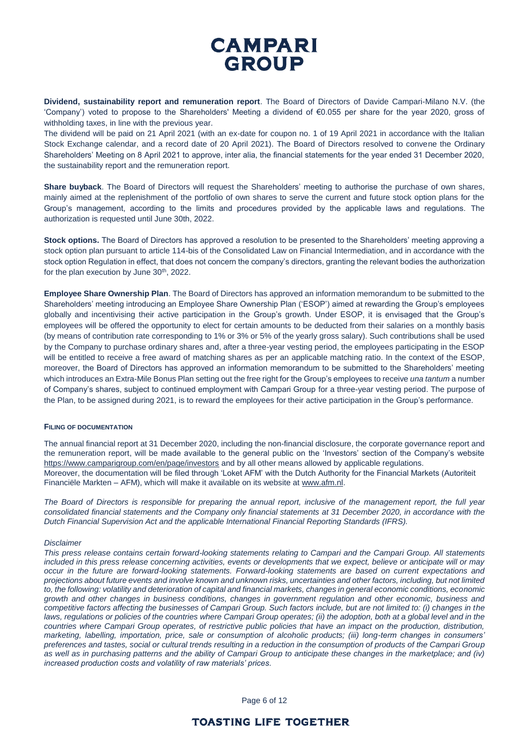**Dividend, sustainability report and remuneration report**. The Board of Directors of Davide Campari-Milano N.V. (the 'Company') voted to propose to the Shareholders' Meeting a dividend of €0.055 per share for the year 2020, gross of withholding taxes, in line with the previous year.

The dividend will be paid on 21 April 2021 (with an ex-date for coupon no. 1 of 19 April 2021 in accordance with the Italian Stock Exchange calendar, and a record date of 20 April 2021). The Board of Directors resolved to convene the Ordinary Shareholders' Meeting on 8 April 2021 to approve, inter alia, the financial statements for the year ended 31 December 2020, the sustainability report and the remuneration report.

**Share buyback**. The Board of Directors will request the Shareholders' meeting to authorise the purchase of own shares, mainly aimed at the replenishment of the portfolio of own shares to serve the current and future stock option plans for the Group's management, according to the limits and procedures provided by the applicable laws and regulations. The authorization is requested until June 30th, 2022.

**Stock options.** The Board of Directors has approved a resolution to be presented to the Shareholders' meeting approving a stock option plan pursuant to article 114-bis of the Consolidated Law on Financial Intermediation, and in accordance with the stock option Regulation in effect, that does not concern the company's directors, granting the relevant bodies the authorization for the plan execution by June 30th, 2022.

**Employee Share Ownership Plan**. The Board of Directors has approved an information memorandum to be submitted to the Shareholders' meeting introducing an Employee Share Ownership Plan ('ESOP') aimed at rewarding the Group's employees globally and incentivising their active participation in the Group's growth. Under ESOP, it is envisaged that the Group's employees will be offered the opportunity to elect for certain amounts to be deducted from their salaries on a monthly basis (by means of contribution rate corresponding to 1% or 3% or 5% of the yearly gross salary). Such contributions shall be used by the Company to purchase ordinary shares and, after a three-year vesting period, the employees participating in the ESOP will be entitled to receive a free award of matching shares as per an applicable matching ratio. In the context of the ESOP, moreover, the Board of Directors has approved an information memorandum to be submitted to the Shareholders' meeting which introduces an Extra-Mile Bonus Plan setting out the free right for the Group's employees to receive *una tantum* a number of Company's shares, subject to continued employment with Campari Group for a three-year vesting period. The purpose of the Plan, to be assigned during 2021, is to reward the employees for their active participation in the Group's performance.

#### FILING OF DOCUMENTATION

The annual financial report at 31 December 2020, including the non-financial disclosure, the corporate governance report and the remuneration report, will be made available to the general public on the 'Investors' section of the Company's website https://www.camparigroup.com/en/page/investors and by all other means allowed by applicable regulations.
Moreover, the documentation will be filed through 'Loket AFM' with the Dutch Authority for the Financial Markets (Autoriteit Financiële Markten – AFM), which will make it available on its website at www.afm.nl.

*The Board of Directors is responsible for preparing the annual report, inclusive of the management report, the full year consolidated financial statements and the Company only financial statements at 31 December 2020, in accordance with the Dutch Financial Supervision Act and the applicable International Financial Reporting Standards (IFRS).*

*Disclaimer*

*This press release contains certain forward-looking statements relating to Campari and the Campari Group. All statements included in this press release concerning activities, events or developments that we expect, believe or anticipate will or may occur in the future are forward-looking statements. Forward-looking statements are based on current expectations and projections about future events and involve known and unknown risks, uncertainties and other factors, including, but not limited to, the following: volatility and deterioration of capital and financial markets, changes in general economic conditions, economic growth and other changes in business conditions, changes in government regulation and other economic, business and competitive factors affecting the businesses of Campari Group. Such factors include, but are not limited to: (i) changes in the laws, regulations or policies of the countries where Campari Group operates; (ii) the adoption, both at a global level and in the countries where Campari Group operates, of restrictive public policies that have an impact on the production, distribution, marketing, labelling, importation, price, sale or consumption of alcoholic products; (iii) long-term changes in consumers' preferences and tastes, social or cultural trends resulting in a reduction in the consumption of products of the Campari Group as well as in purchasing patterns and the ability of Campari Group to anticipate these changes in the marketplace; and (iv) increased production costs and volatility of raw materials' prices.*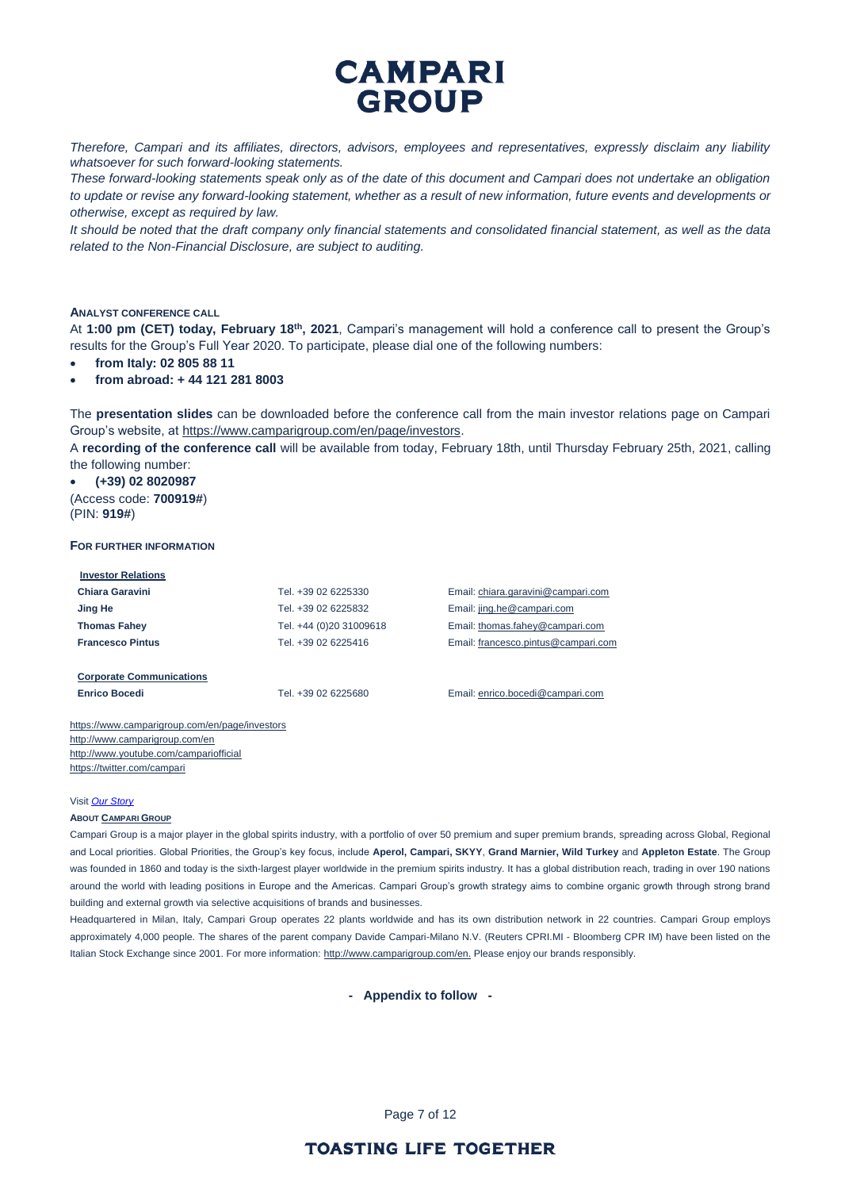*Therefore, Campari and its affiliates, directors, advisors, employees and representatives, expressly disclaim any liability whatsoever for such forward-looking statements.*

*These forward-looking statements speak only as of the date of this document and Campari does not undertake an obligation to update or revise any forward-looking statement, whether as a result of new information, future events and developments or otherwise, except as required by law.*

*It should be noted that the draft company only financial statements and consolidated financial statement, as well as the data related to the Non-Financial Disclosure, are subject to auditing.*

**ANALYST CONFERENCE CALL**

At **1:00 pm (CET) today, February 18th, 2021**, Campari's management will hold a conference call to present the Group's results for the Group's Full Year 2020. To participate, please dial one of the following numbers:

- **from Italy: 02 805 88 11**
- **from abroad: + 44 121 281 8003**

The **presentation slides** can be downloaded before the conference call from the main investor relations page on Campari Group's website, at https://www.camparigroup.com/en/page/investors.

A **recording of the conference call** will be available from today, February 18th, until Thursday February 25th, 2021, calling the following number:

- **(+39) 02 8020987**

(Access code: **700919#**)
(PIN: **919#**)

**FOR FURTHER INFORMATION**

| **Investor Relations** | | |
|---|---|---|
| **Chiara Garavini** | Tel. +39 02 6225330 | Email: chiara.garavini@campari.com |
| **Jing He** | Tel. +39 02 6225832 | Email: jing.he@campari.com |
| **Thomas Fahey** | Tel. +44 (0)20 31009618 | Email: thomas.fahey@campari.com |
| **Francesco Pintus** | Tel. +39 02 6225416 | Email: francesco.pintus@campari.com |
| | | |
| **Corporate Communications** | | |
| **Enrico Bocedi** | Tel. +39 02 6225680 | Email: enrico.bocedi@campari.com |

https://www.camparigroup.com/en/page/investors
http://www.camparigroup.com/en
http://www.youtube.com/campariofficial
https://twitter.com/campari

Visit *Our Story*

**ABOUT CAMPARI GROUP**

Campari Group is a major player in the global spirits industry, with a portfolio of over 50 premium and super premium brands, spreading across Global, Regional and Local priorities. Global Priorities, the Group's key focus, include **Aperol, Campari, SKYY**, **Grand Marnier, Wild Turkey** and **Appleton Estate**. The Group was founded in 1860 and today is the sixth-largest player worldwide in the premium spirits industry. It has a global distribution reach, trading in over 190 nations around the world with leading positions in Europe and the Americas. Campari Group's growth strategy aims to combine organic growth through strong brand building and external growth via selective acquisitions of brands and businesses.

Headquartered in Milan, Italy, Campari Group operates 22 plants worldwide and has its own distribution network in 22 countries. Campari Group employs approximately 4,000 people. The shares of the parent company Davide Campari-Milano N.V. (Reuters CPRI.MI - Bloomberg CPR IM) have been listed on the Italian Stock Exchange since 2001. For more information: http://www.camparigroup.com/en. Please enjoy our brands responsibly.

**- Appendix to follow -**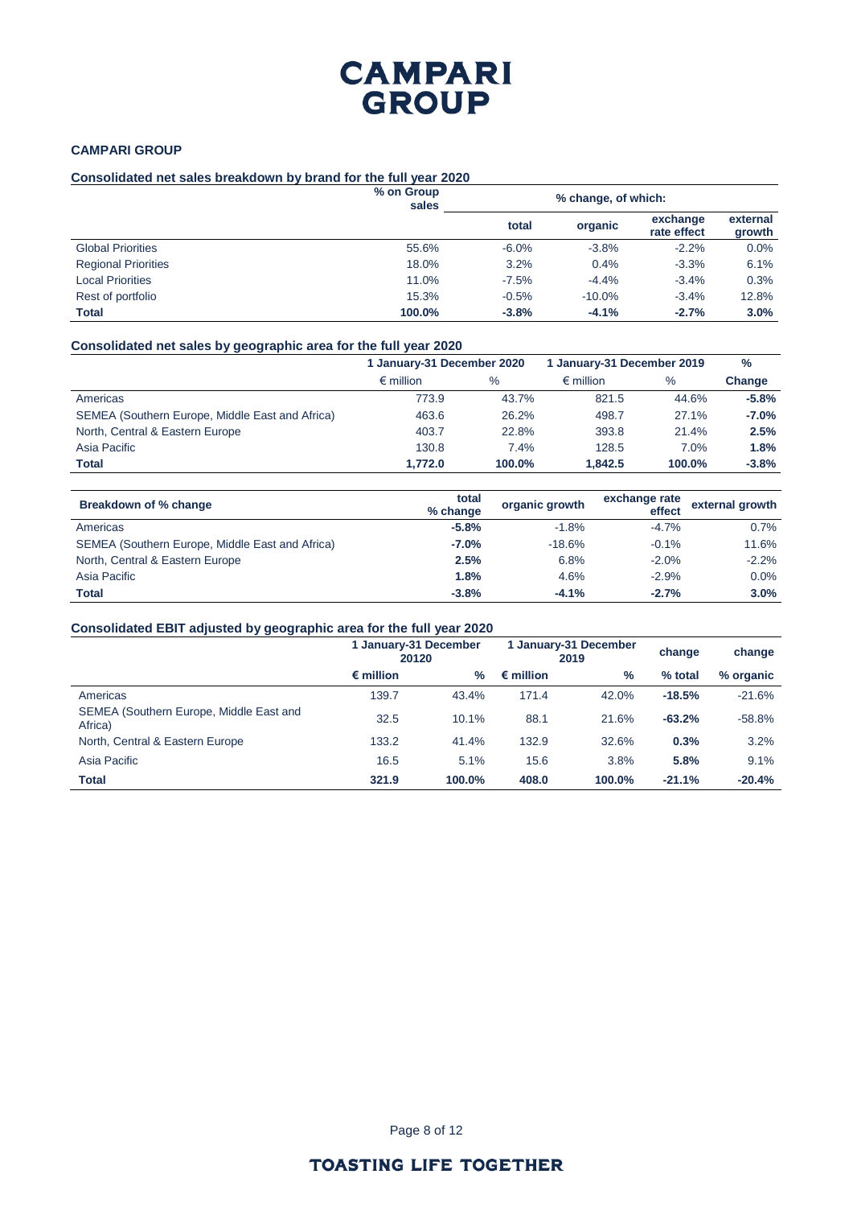# CAMPARI GROUP

**CAMPARI GROUP**

**Consolidated net sales breakdown by brand for the full year 2020**

| | % on Group sales | % change, of which: | | | |
|---|---|---|---|---|---|
| | | total | organic | exchange rate effect | external growth |
| Global Priorities | 55.6% | -6.0% | -3.8% | -2.2% | 0.0% |
| Regional Priorities | 18.0% | 3.2% | 0.4% | -3.3% | 6.1% |
| Local Priorities | 11.0% | -7.5% | -4.4% | -3.4% | 0.3% |
| Rest of portfolio | 15.3% | -0.5% | -10.0% | -3.4% | 12.8% |
| **Total** | **100.0%** | **-3.8%** | **-4.1%** | **-2.7%** | **3.0%** |

**Consolidated net sales by geographic area for the full year 2020**

| | 1 January-31 December 2020 | | 1 January-31 December 2019 | | % |
|---|---|---|---|---|---|
| | € million | % | € million | % | Change |
| Americas | 773.9 | 43.7% | 821.5 | 44.6% | **-5.8%** |
| SEMEA (Southern Europe, Middle East and Africa) | 463.6 | 26.2% | 498.7 | 27.1% | **-7.0%** |
| North, Central & Eastern Europe | 403.7 | 22.8% | 393.8 | 21.4% | **2.5%** |
| Asia Pacific | 130.8 | 7.4% | 128.5 | 7.0% | **1.8%** |
| **Total** | **1,772.0** | **100.0%** | **1,842.5** | **100.0%** | **-3.8%** |

| Breakdown of % change | total % change | organic growth | exchange rate effect | external growth |
|---|---|---|---|---|
| Americas | **-5.8%** | -1.8% | -4.7% | 0.7% |
| SEMEA (Southern Europe, Middle East and Africa) | **-7.0%** | -18.6% | -0.1% | 11.6% |
| North, Central & Eastern Europe | **2.5%** | 6.8% | -2.0% | -2.2% |
| Asia Pacific | **1.8%** | 4.6% | -2.9% | 0.0% |
| **Total** | **-3.8%** | **-4.1%** | **-2.7%** | **3.0%** |

**Consolidated EBIT adjusted by geographic area for the full year 2020**

| | 1 January-31 December 20120 | | 1 January-31 December 2019 | | change | change |
|---|---|---|---|---|---|---|
| | € million | % | € million | % | % total | % organic |
| Americas | 139.7 | 43.4% | 171.4 | 42.0% | **-18.5%** | -21.6% |
| SEMEA (Southern Europe, Middle East and Africa) | 32.5 | 10.1% | 88.1 | 21.6% | **-63.2%** | -58.8% |
| North, Central & Eastern Europe | 133.2 | 41.4% | 132.9 | 32.6% | **0.3%** | 3.2% |
| Asia Pacific | 16.5 | 5.1% | 15.6 | 3.8% | **5.8%** | 9.1% |
| **Total** | **321.9** | **100.0%** | **408.0** | **100.0%** | **-21.1%** | **-20.4%** |

**TOASTING LIFE TOGETHER**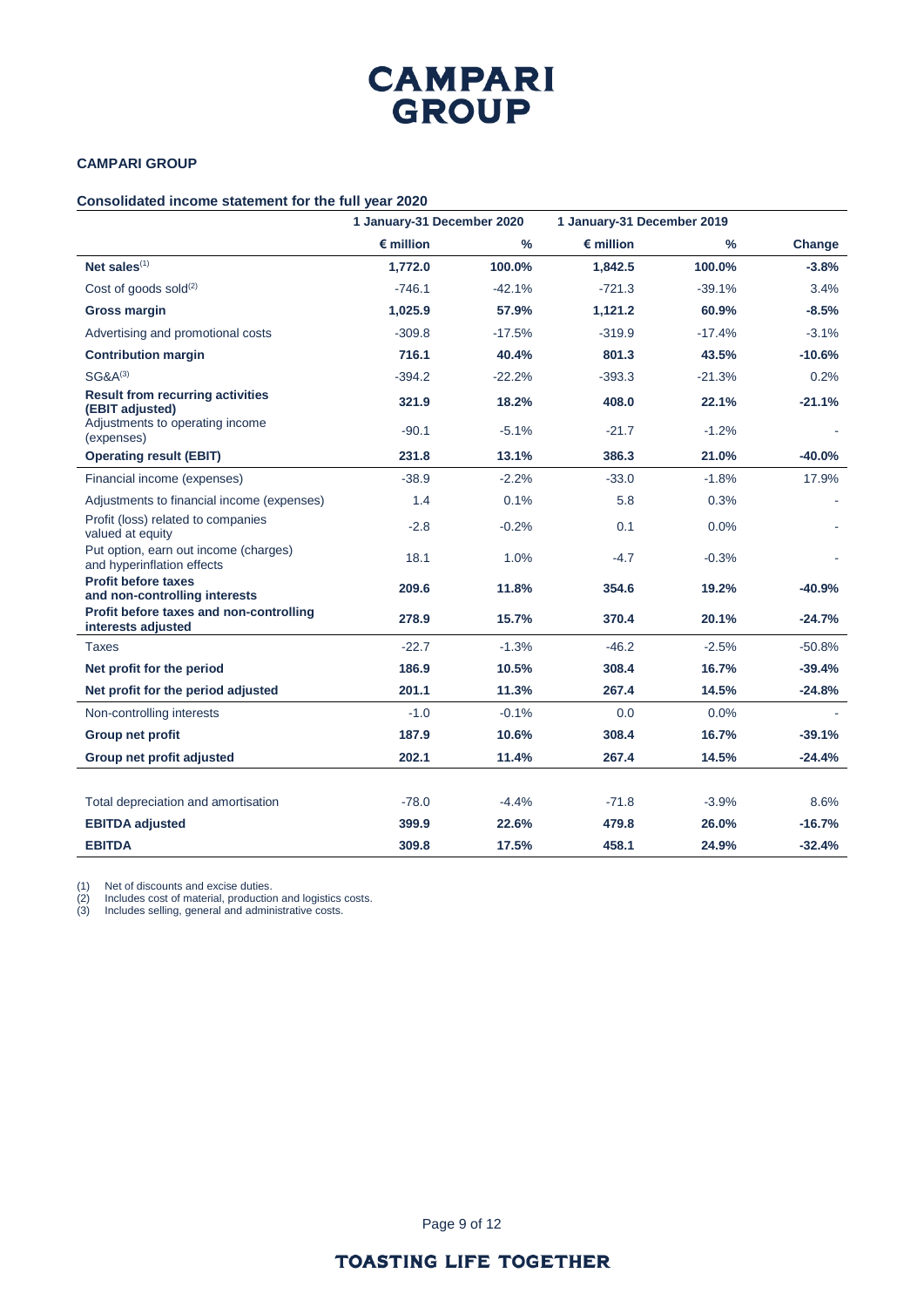# CAMPARI GROUP

**CAMPARI GROUP**

**Consolidated income statement for the full year 2020**

| | 1 January-31 December 2020 | | 1 January-31 December 2019 | | |
|---|---|---|---|---|---|
| | **€ million** | **%** | **€ million** | **%** | **Change** |
| **Net sales**[(1)] | **1,772.0** | **100.0%** | **1,842.5** | **100.0%** | **-3.8%** |
| Cost of goods sold[(2)] | -746.1 | -42.1% | -721.3 | -39.1% | 3.4% |
| **Gross margin** | **1,025.9** | **57.9%** | **1,121.2** | **60.9%** | **-8.5%** |
| Advertising and promotional costs | -309.8 | -17.5% | -319.9 | -17.4% | -3.1% |
| **Contribution margin** | **716.1** | **40.4%** | **801.3** | **43.5%** | **-10.6%** |
| SG&A[(3)] | -394.2 | -22.2% | -393.3 | -21.3% | 0.2% |
| **Result from recurring activities (EBIT adjusted)** | **321.9** | **18.2%** | **408.0** | **22.1%** | **-21.1%** |
| Adjustments to operating income (expenses) | -90.1 | -5.1% | -21.7 | -1.2% | - |
| **Operating result (EBIT)** | **231.8** | **13.1%** | **386.3** | **21.0%** | **-40.0%** |
| Financial income (expenses) | -38.9 | -2.2% | -33.0 | -1.8% | 17.9% |
| Adjustments to financial income (expenses) | 1.4 | 0.1% | 5.8 | 0.3% | - |
| Profit (loss) related to companies valued at equity | -2.8 | -0.2% | 0.1 | 0.0% | - |
| Put option, earn out income (charges) and hyperinflation effects | 18.1 | 1.0% | -4.7 | -0.3% | - |
| **Profit before taxes and non-controlling interests** | **209.6** | **11.8%** | **354.6** | **19.2%** | **-40.9%** |
| **Profit before taxes and non-controlling interests adjusted** | **278.9** | **15.7%** | **370.4** | **20.1%** | **-24.7%** |
| Taxes | -22.7 | -1.3% | -46.2 | -2.5% | -50.8% |
| **Net profit for the period** | **186.9** | **10.5%** | **308.4** | **16.7%** | **-39.4%** |
| **Net profit for the period adjusted** | **201.1** | **11.3%** | **267.4** | **14.5%** | **-24.8%** |
| Non-controlling interests | -1.0 | -0.1% | 0.0 | 0.0% | - |
| **Group net profit** | **187.9** | **10.6%** | **308.4** | **16.7%** | **-39.1%** |
| **Group net profit adjusted** | **202.1** | **11.4%** | **267.4** | **14.5%** | **-24.4%** |
| | | | | | |
| Total depreciation and amortisation | -78.0 | -4.4% | -71.8 | -3.9% | 8.6% |
| **EBITDA adjusted** | **399.9** | **22.6%** | **479.8** | **26.0%** | **-16.7%** |
| **EBITDA** | **309.8** | **17.5%** | **458.1** | **24.9%** | **-32.4%** |

(1) Net of discounts and excise duties.
(2) Includes cost of material, production and logistics costs.
(3) Includes selling, general and administrative costs.

**TOASTING LIFE TOGETHER**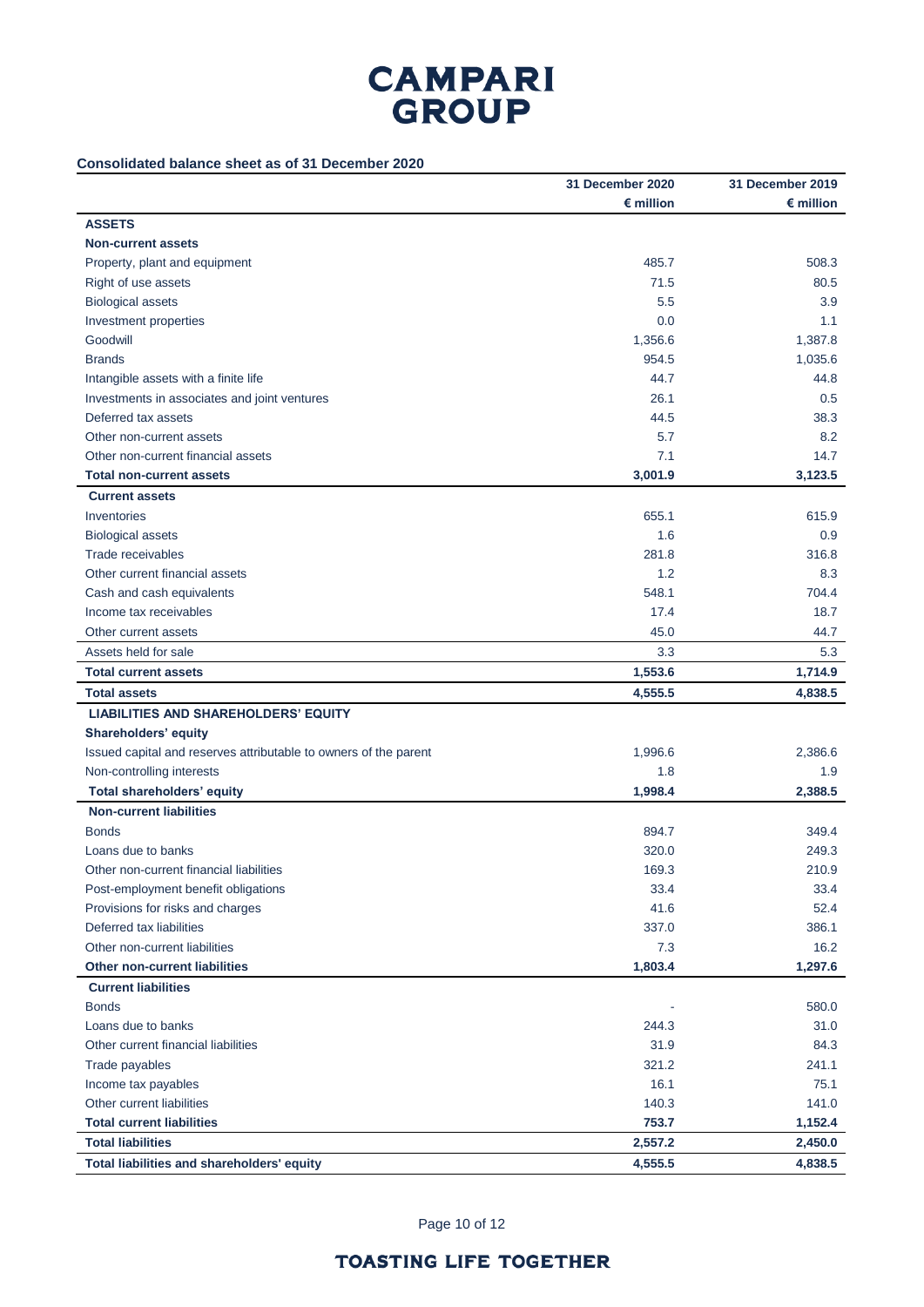**Consolidated balance sheet as of 31 December 2020**

| | 31 December 2020 | 31 December 2019 |
|---|---|---|
| | € million | € million |
| **ASSETS** | | |
| **Non-current assets** | | |
| Property, plant and equipment | 485.7 | 508.3 |
| Right of use assets | 71.5 | 80.5 |
| Biological assets | 5.5 | 3.9 |
| Investment properties | 0.0 | 1.1 |
| Goodwill | 1,356.6 | 1,387.8 |
| Brands | 954.5 | 1,035.6 |
| Intangible assets with a finite life | 44.7 | 44.8 |
| Investments in associates and joint ventures | 26.1 | 0.5 |
| Deferred tax assets | 44.5 | 38.3 |
| Other non-current assets | 5.7 | 8.2 |
| Other non-current financial assets | 7.1 | 14.7 |
| **Total non-current assets** | **3,001.9** | **3,123.5** |
| **Current assets** | | |
| Inventories | 655.1 | 615.9 |
| Biological assets | 1.6 | 0.9 |
| Trade receivables | 281.8 | 316.8 |
| Other current financial assets | 1.2 | 8.3 |
| Cash and cash equivalents | 548.1 | 704.4 |
| Income tax receivables | 17.4 | 18.7 |
| Other current assets | 45.0 | 44.7 |
| Assets held for sale | 3.3 | 5.3 |
| **Total current assets** | **1,553.6** | **1,714.9** |
| **Total assets** | **4,555.5** | **4,838.5** |
| **LIABILITIES AND SHAREHOLDERS' EQUITY** | | |
| **Shareholders' equity** | | |
| Issued capital and reserves attributable to owners of the parent | 1,996.6 | 2,386.6 |
| Non-controlling interests | 1.8 | 1.9 |
| **Total shareholders' equity** | **1,998.4** | **2,388.5** |
| **Non-current liabilities** | | |
| Bonds | 894.7 | 349.4 |
| Loans due to banks | 320.0 | 249.3 |
| Other non-current financial liabilities | 169.3 | 210.9 |
| Post-employment benefit obligations | 33.4 | 33.4 |
| Provisions for risks and charges | 41.6 | 52.4 |
| Deferred tax liabilities | 337.0 | 386.1 |
| Other non-current liabilities | 7.3 | 16.2 |
| **Other non-current liabilities** | **1,803.4** | **1,297.6** |
| **Current liabilities** | | |
| Bonds | - | 580.0 |
| Loans due to banks | 244.3 | 31.0 |
| Other current financial liabilities | 31.9 | 84.3 |
| Trade payables | 321.2 | 241.1 |
| Income tax payables | 16.1 | 75.1 |
| Other current liabilities | 140.3 | 141.0 |
| **Total current liabilities** | **753.7** | **1,152.4** |
| **Total liabilities** | **2,557.2** | **2,450.0** |
| **Total liabilities and shareholders' equity** | **4,555.5** | **4,838.5** |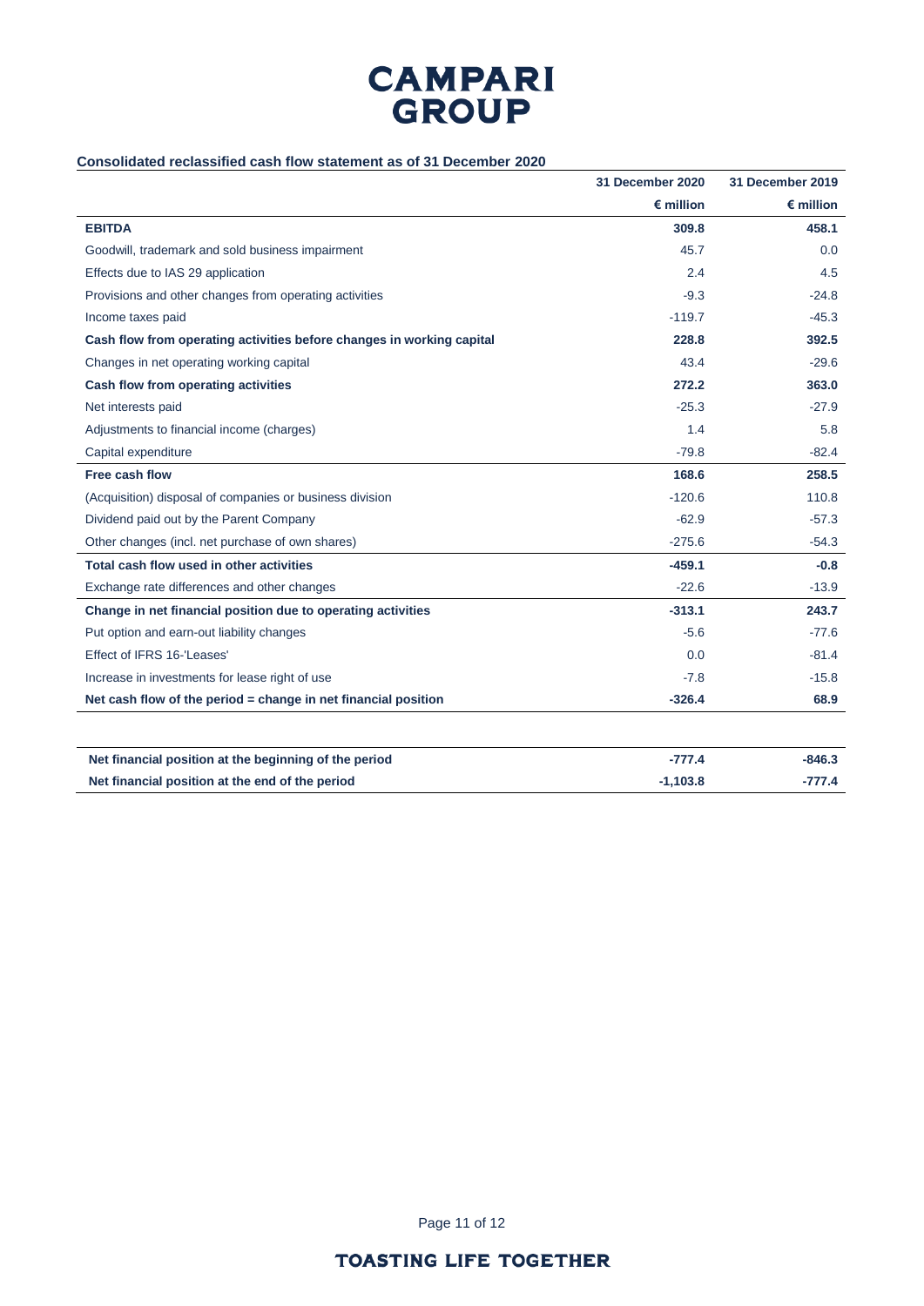# CAMPARI GROUP

**Consolidated reclassified cash flow statement as of 31 December 2020**

| | 31 December 2020 | 31 December 2019 |
|---|---|---|
| | € million | € million |
| **EBITDA** | **309.8** | **458.1** |
| Goodwill, trademark and sold business impairment | 45.7 | 0.0 |
| Effects due to IAS 29 application | 2.4 | 4.5 |
| Provisions and other changes from operating activities | -9.3 | -24.8 |
| Income taxes paid | -119.7 | -45.3 |
| **Cash flow from operating activities before changes in working capital** | **228.8** | **392.5** |
| Changes in net operating working capital | 43.4 | -29.6 |
| **Cash flow from operating activities** | **272.2** | **363.0** |
| Net interests paid | -25.3 | -27.9 |
| Adjustments to financial income (charges) | 1.4 | 5.8 |
| Capital expenditure | -79.8 | -82.4 |
| **Free cash flow** | **168.6** | **258.5** |
| (Acquisition) disposal of companies or business division | -120.6 | 110.8 |
| Dividend paid out by the Parent Company | -62.9 | -57.3 |
| Other changes (incl. net purchase of own shares) | -275.6 | -54.3 |
| **Total cash flow used in other activities** | **-459.1** | **-0.8** |
| Exchange rate differences and other changes | -22.6 | -13.9 |
| **Change in net financial position due to operating activities** | **-313.1** | **243.7** |
| Put option and earn-out liability changes | -5.6 | -77.6 |
| Effect of IFRS 16-'Leases' | 0.0 | -81.4 |
| Increase in investments for lease right of use | -7.8 | -15.8 |
| **Net cash flow of the period = change in net financial position** | **-326.4** | **68.9** |

| | | |
|---|---|---|
| **Net financial position at the beginning of the period** | **-777.4** | **-846.3** |
| **Net financial position at the end of the period** | **-1,103.8** | **-777.4** |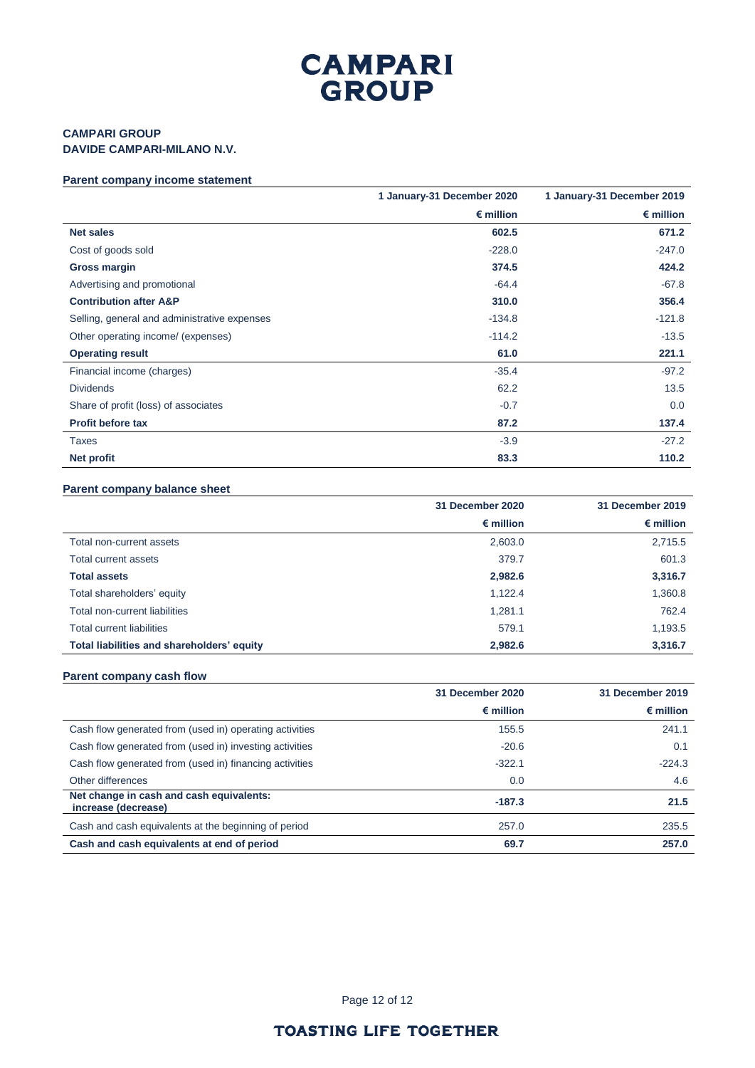**CAMPARI GROUP**
**DAVIDE CAMPARI-MILANO N.V.**

### Parent company income statement

| | 1 January-31 December 2020 | 1 January-31 December 2019 |
|---|---|---|
| | € million | € million |
| **Net sales** | **602.5** | **671.2** |
| Cost of goods sold | -228.0 | -247.0 |
| **Gross margin** | **374.5** | **424.2** |
| Advertising and promotional | -64.4 | -67.8 |
| **Contribution after A&P** | **310.0** | **356.4** |
| Selling, general and administrative expenses | -134.8 | -121.8 |
| Other operating income/ (expenses) | -114.2 | -13.5 |
| **Operating result** | **61.0** | **221.1** |
| Financial income (charges) | -35.4 | -97.2 |
| Dividends | 62.2 | 13.5 |
| Share of profit (loss) of associates | -0.7 | 0.0 |
| **Profit before tax** | **87.2** | **137.4** |
| Taxes | -3.9 | -27.2 |
| **Net profit** | **83.3** | **110.2** |

### Parent company balance sheet

| | 31 December 2020 | 31 December 2019 |
|---|---|---|
| | € million | € million |
| Total non-current assets | 2,603.0 | 2,715.5 |
| Total current assets | 379.7 | 601.3 |
| **Total assets** | **2,982.6** | **3,316.7** |
| Total shareholders' equity | 1,122.4 | 1,360.8 |
| Total non-current liabilities | 1,281.1 | 762.4 |
| Total current liabilities | 579.1 | 1,193.5 |
| **Total liabilities and shareholders' equity** | **2,982.6** | **3,316.7** |

### Parent company cash flow

| | 31 December 2020 | 31 December 2019 |
|---|---|---|
| | € million | € million |
| Cash flow generated from (used in) operating activities | 155.5 | 241.1 |
| Cash flow generated from (used in) investing activities | -20.6 | 0.1 |
| Cash flow generated from (used in) financing activities | -322.1 | -224.3 |
| Other differences | 0.0 | 4.6 |
| **Net change in cash and cash equivalents: increase (decrease)** | **-187.3** | **21.5** |
| Cash and cash equivalents at the beginning of period | 257.0 | 235.5 |
| **Cash and cash equivalents at end of period** | **69.7** | **257.0** |